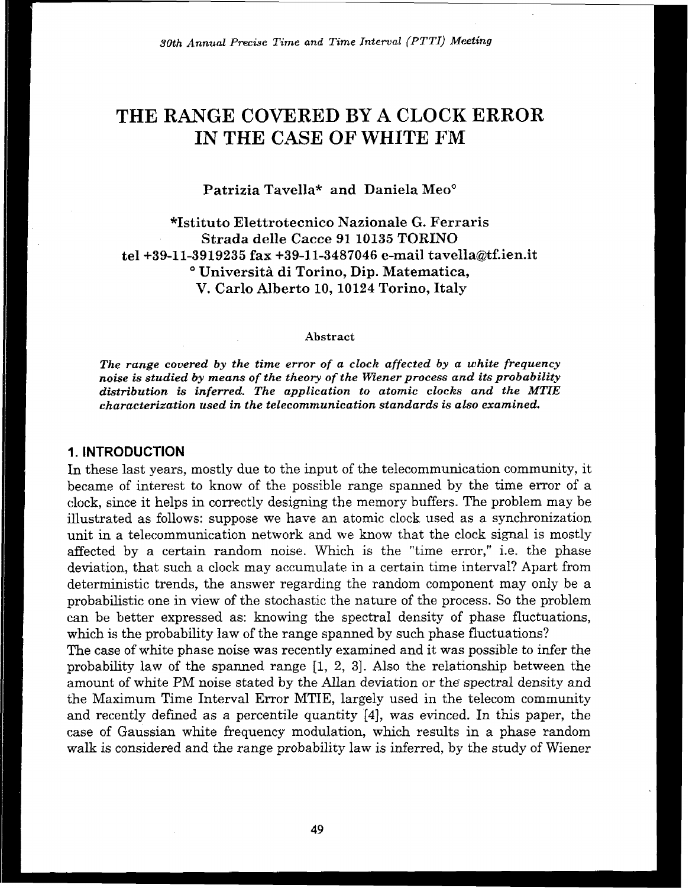# THE RANGE COVERED BY A CLOCK ERROR IN THE CASE OF WHITE FM

**Patrizia Tavella\* and Daniela Meo°**

**\*Istituto Elettrotecnico Nazionale G. Ferraris**
**Strada delle Cacce 91 10135 TORINO**
**tel +39-11-3919235 fax +39-11-3487046 e-mail tavella@tf.ien.it**
**° Università di Torino, Dip. Matematica,**
**V. Carlo Alberto 10, 10124 Torino, Italy**

## Abstract

***The range covered by the time error of a clock affected by a white frequency noise is studied by means of the theory of the Wiener process and its probability distribution is inferred. The application to atomic clocks and the MTIE characterization used in the telecommunication standards is also examined.***

## 1. INTRODUCTION

In these last years, mostly due to the input of the telecommunication community, it became of interest to know of the possible range spanned by the time error of a clock, since it helps in correctly designing the memory buffers. The problem may be illustrated as follows: suppose we have an atomic clock used as a synchronization unit in a telecommunication network and we know that the clock signal is mostly affected by a certain random noise. Which is the "time error," i.e. the phase deviation, that such a clock may accumulate in a certain time interval? Apart from deterministic trends, the answer regarding the random component may only be a probabilistic one in view of the stochastic the nature of the process. So the problem can be better expressed as: knowing the spectral density of phase fluctuations, which is the probability law of the range spanned by such phase fluctuations?

The case of white phase noise was recently examined and it was possible to infer the probability law of the spanned range [1, 2, 3]. Also the relationship between the amount of white PM noise stated by the Allan deviation or the spectral density and the Maximum Time Interval Error MTIE, largely used in the telecom community and recently defined as a percentile quantity [4], was evinced. In this paper, the case of Gaussian white frequency modulation, which results in a phase random walk is considered and the range probability law is inferred, by the study of Wiener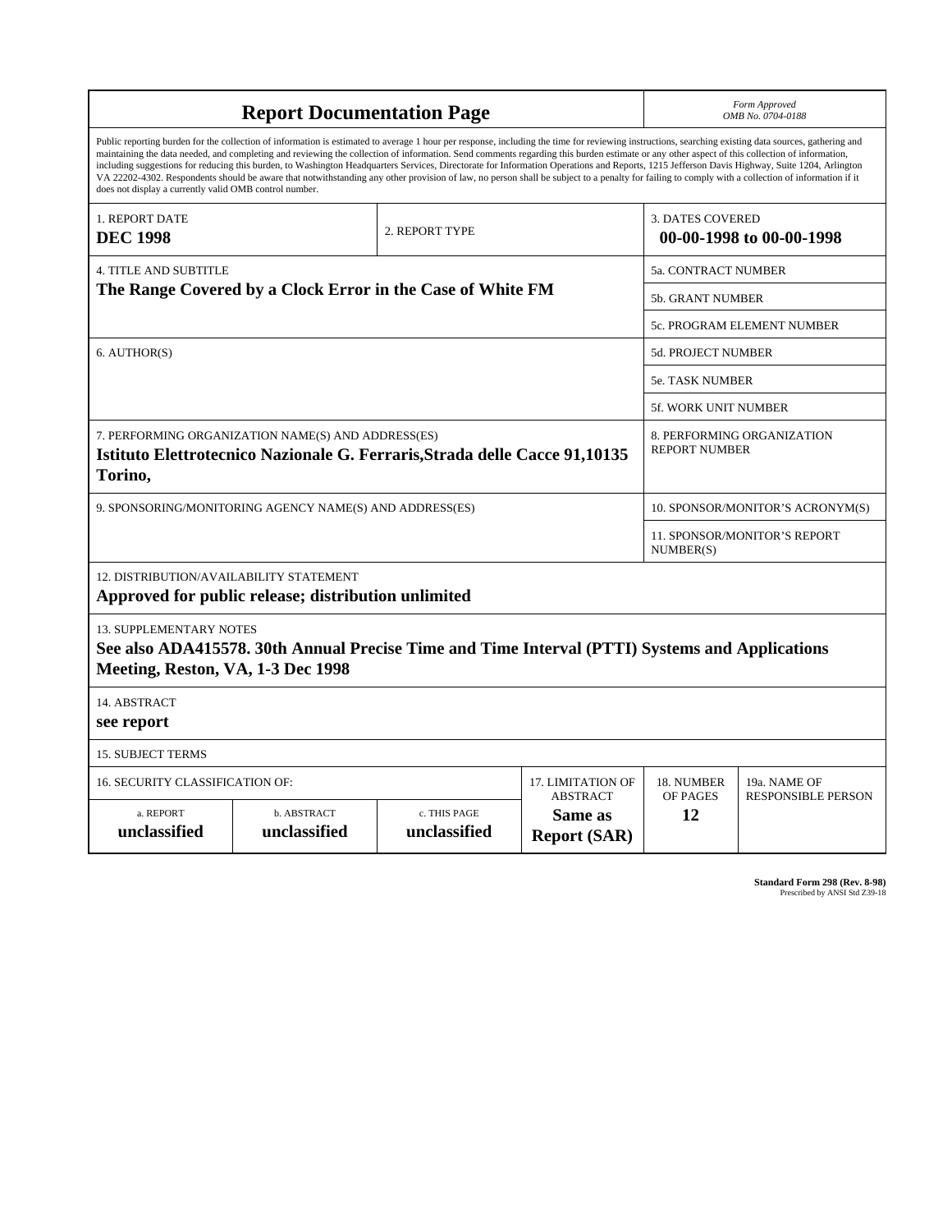# Report Documentation Page

*Form Approved*
*OMB No. 0704-0188*

Public reporting burden for the collection of information is estimated to average 1 hour per response, including the time for reviewing instructions, searching existing data sources, gathering and maintaining the data needed, and completing and reviewing the collection of information. Send comments regarding this burden estimate or any other aspect of this collection of information, including suggestions for reducing this burden, to Washington Headquarters Services, Directorate for Information Operations and Reports, 1215 Jefferson Davis Highway, Suite 1204, Arlington VA 22202-4302. Respondents should be aware that notwithstanding any other provision of law, no person shall be subject to a penalty for failing to comply with a collection of information if it does not display a currently valid OMB control number.

| 1. REPORT DATE | 2. REPORT TYPE | 3. DATES COVERED |
|---|---|---|
| **DEC 1998** | | **00-00-1998 to 00-00-1998** |

| 4. TITLE AND SUBTITLE | |
|---|---|
| **The Range Covered by a Clock Error in the Case of White FM** | 5a. CONTRACT NUMBER |
| | 5b. GRANT NUMBER |
| | 5c. PROGRAM ELEMENT NUMBER |
| 6. AUTHOR(S) | 5d. PROJECT NUMBER |
| | 5e. TASK NUMBER |
| | 5f. WORK UNIT NUMBER |
| 7. PERFORMING ORGANIZATION NAME(S) AND ADDRESS(ES) **Istituto Elettrotecnico Nazionale G. Ferraris,Strada delle Cacce 91,10135 Torino,** | 8. PERFORMING ORGANIZATION REPORT NUMBER |
| 9. SPONSORING/MONITORING AGENCY NAME(S) AND ADDRESS(ES) | 10. SPONSOR/MONITOR'S ACRONYM(S) |
| | 11. SPONSOR/MONITOR'S REPORT NUMBER(S) |

12. DISTRIBUTION/AVAILABILITY STATEMENT
**Approved for public release; distribution unlimited**

13. SUPPLEMENTARY NOTES
**See also ADA415578. 30th Annual Precise Time and Time Interval (PTTI) Systems and Applications Meeting, Reston, VA, 1-3 Dec 1998**

14. ABSTRACT
**see report**

15. SUBJECT TERMS

| 16. SECURITY CLASSIFICATION OF: | | | 17. LIMITATION OF ABSTRACT | 18. NUMBER OF PAGES | 19a. NAME OF RESPONSIBLE PERSON |
|---|---|---|---|---|---|
| a. REPORT | b. ABSTRACT | c. THIS PAGE | | | |
| **unclassified** | **unclassified** | **unclassified** | **Same as Report (SAR)** | **12** | |

**Standard Form 298 (Rev. 8-98)**
Prescribed by ANSI Std Z39-18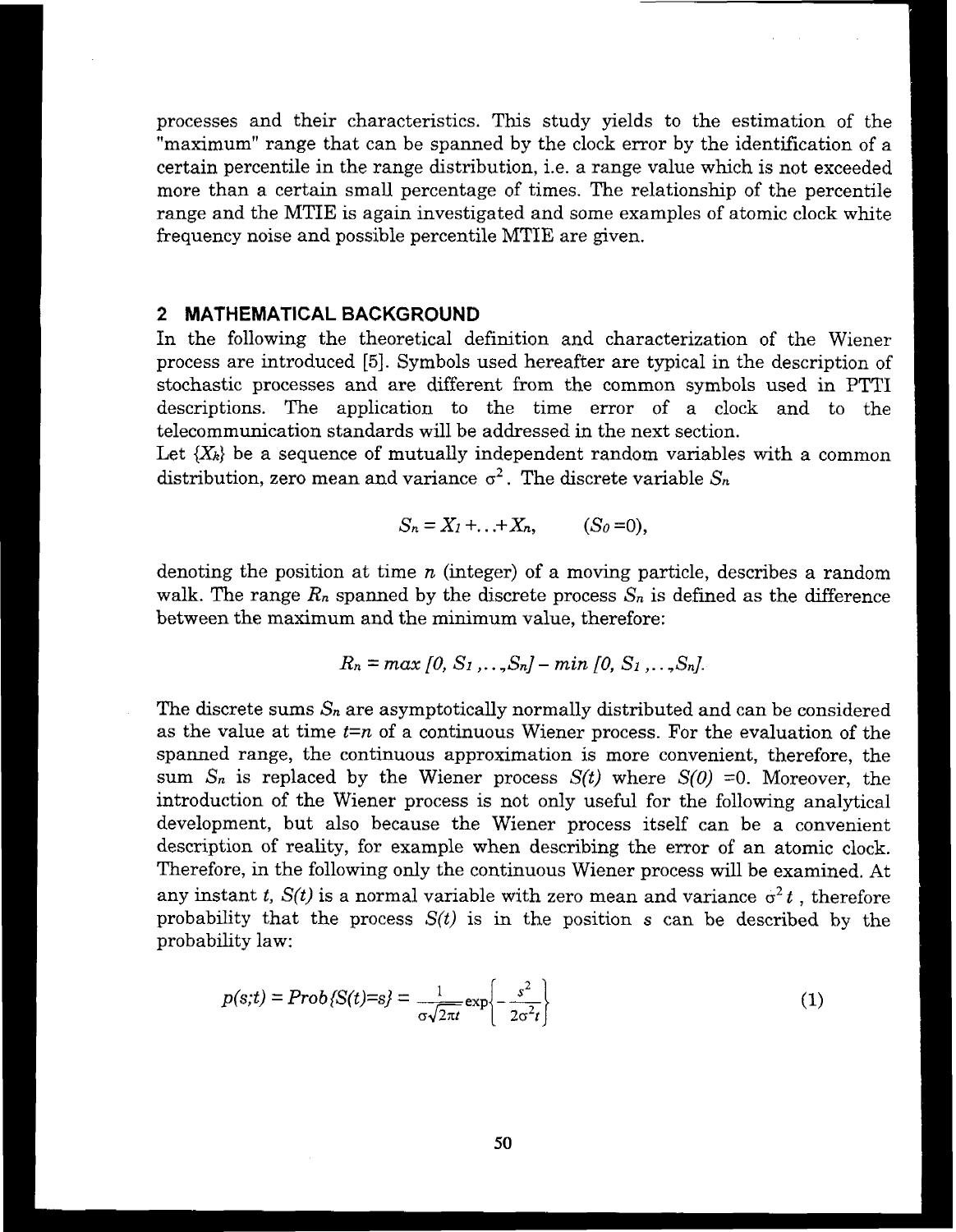processes and their characteristics. This study yields to the estimation of the "maximum" range that can be spanned by the clock error by the identification of a certain percentile in the range distribution, i.e. a range value which is not exceeded more than a certain small percentage of times. The relationship of the percentile range and the MTIE is again investigated and some examples of atomic clock white frequency noise and possible percentile MTIE are given.

## 2 MATHEMATICAL BACKGROUND

In the following the theoretical definition and characterization of the Wiener process are introduced [5]. Symbols used hereafter are typical in the description of stochastic processes and are different from the common symbols used in PTTI descriptions. The application to the time error of a clock and to the telecommunication standards will be addressed in the next section.

Let $\{X_k\}$ be a sequence of mutually independent random variables with a common distribution, zero mean and variance $\sigma^2$. The discrete variable $S_n$

$$S_n = X_1 + \ldots + X_n, \qquad (S_0 = 0),$$

denoting the position at time $n$ (integer) of a moving particle, describes a random walk. The range $R_n$ spanned by the discrete process $S_n$ is defined as the difference between the maximum and the minimum value, therefore:

$$R_n = max\,[0, S_1, \ldots, S_n] - min\,[0, S_1, \ldots, S_n].$$

The discrete sums $S_n$ are asymptotically normally distributed and can be considered as the value at time $t=n$ of a continuous Wiener process. For the evaluation of the spanned range, the continuous approximation is more convenient, therefore, the sum $S_n$ is replaced by the Wiener process $S(t)$ where $S(0)=0$. Moreover, the introduction of the Wiener process is not only useful for the following analytical development, but also because the Wiener process itself can be a convenient description of reality, for example when describing the error of an atomic clock. Therefore, in the following only the continuous Wiener process will be examined. At any instant $t$, $S(t)$ is a normal variable with zero mean and variance $\sigma^2 t$, therefore probability that the process $S(t)$ is in the position $s$ can be described by the probability law:

$$p(s;t) = Prob\{S(t)=s\} = \frac{1}{\sigma\sqrt{2\pi t}} \exp\left\{-\frac{s^2}{2\sigma^2 t}\right\} \tag{1}$$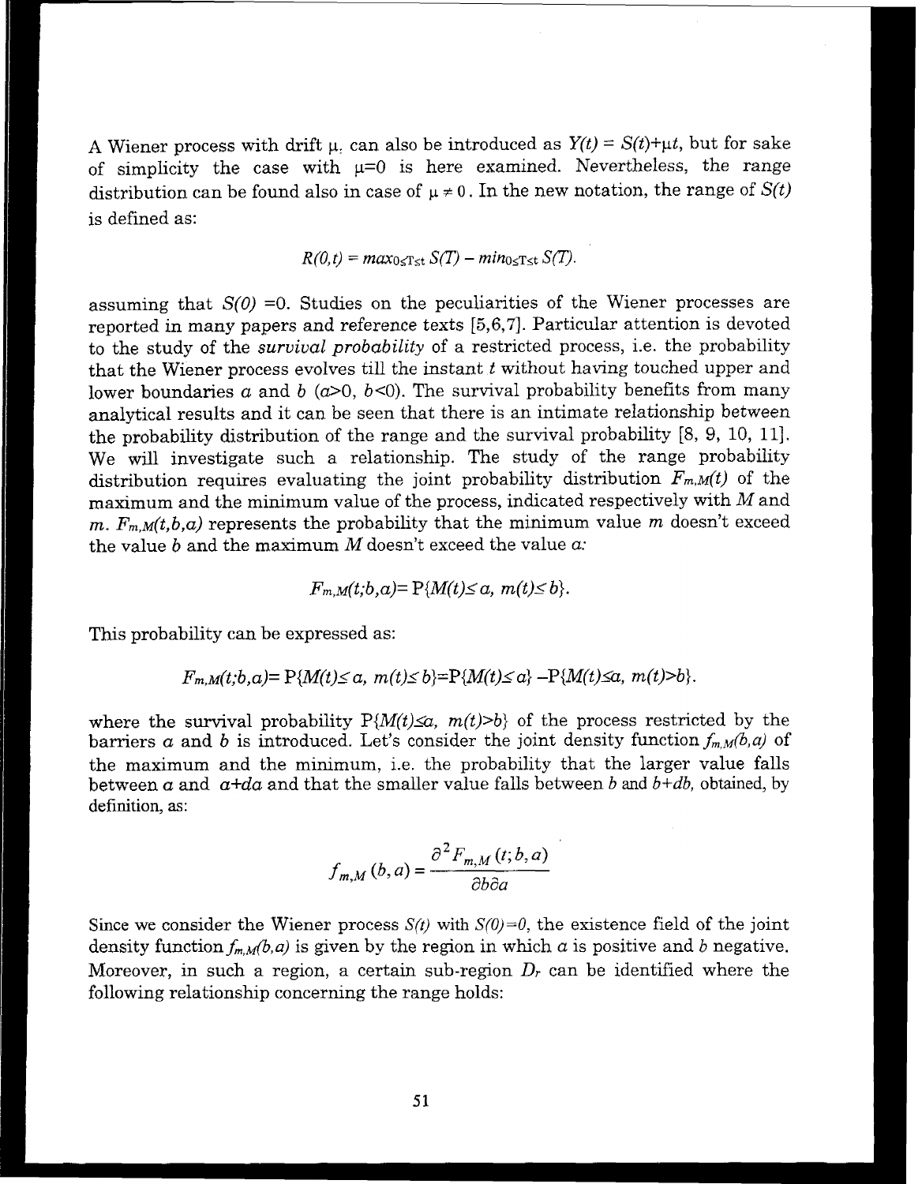A Wiener process with drift $\mu$ can also be introduced as $Y(t) = S(t)+\mu t$, but for sake of simplicity the case with $\mu=0$ is here examined. Nevertheless, the range distribution can be found also in case of $\mu \neq 0$. In the new notation, the range of $S(t)$ is defined as:

$$R(0,t) = max_{0 \leq T \leq t}\, S(T) - min_{0 \leq T \leq t}\, S(T).$$

assuming that $S(0) = 0$. Studies on the peculiarities of the Wiener processes are reported in many papers and reference texts [5,6,7]. Particular attention is devoted to the study of the *survival probability* of a restricted process, i.e. the probability that the Wiener process evolves till the instant $t$ without having touched upper and lower boundaries $a$ and $b$ ($a>0$, $b<0$). The survival probability benefits from many analytical results and it can be seen that there is an intimate relationship between the probability distribution of the range and the survival probability [8, 9, 10, 11]. We will investigate such a relationship. The study of the range probability distribution requires evaluating the joint probability distribution $F_{m,M}(t)$ of the maximum and the minimum value of the process, indicated respectively with $M$ and $m$. $F_{m,M}(t,b,a)$ represents the probability that the minimum value $m$ doesn't exceed the value $b$ and the maximum $M$ doesn't exceed the value $a$:

$$F_{m,M}(t;b,a) = \mathrm{P}\{M(t) \leq a,\ m(t) \leq b\}.$$

This probability can be expressed as:

$$F_{m,M}(t;b,a) = \mathrm{P}\{M(t) \leq a,\ m(t) \leq b\} = \mathrm{P}\{M(t) \leq a\} - \mathrm{P}\{M(t) \leq a,\ m(t) > b\}.$$

where the survival probability $\mathrm{P}\{M(t) \leq a,\ m(t) > b\}$ of the process restricted by the barriers $a$ and $b$ is introduced. Let's consider the joint density function $f_{m,M}(b,a)$ of the maximum and the minimum, i.e. the probability that the larger value falls between $a$ and $a+da$ and that the smaller value falls between $b$ and $b+db$, obtained, by definition, as:

$$f_{m,M}(b,a) = \frac{\partial^2 F_{m,M}(t;b,a)}{\partial b \partial a}$$

Since we consider the Wiener process $S(t)$ with $S(0)=0$, the existence field of the joint density function $f_{m,M}(b,a)$ is given by the region in which $a$ is positive and $b$ negative. Moreover, in such a region, a certain sub-region $D_r$ can be identified where the following relationship concerning the range holds: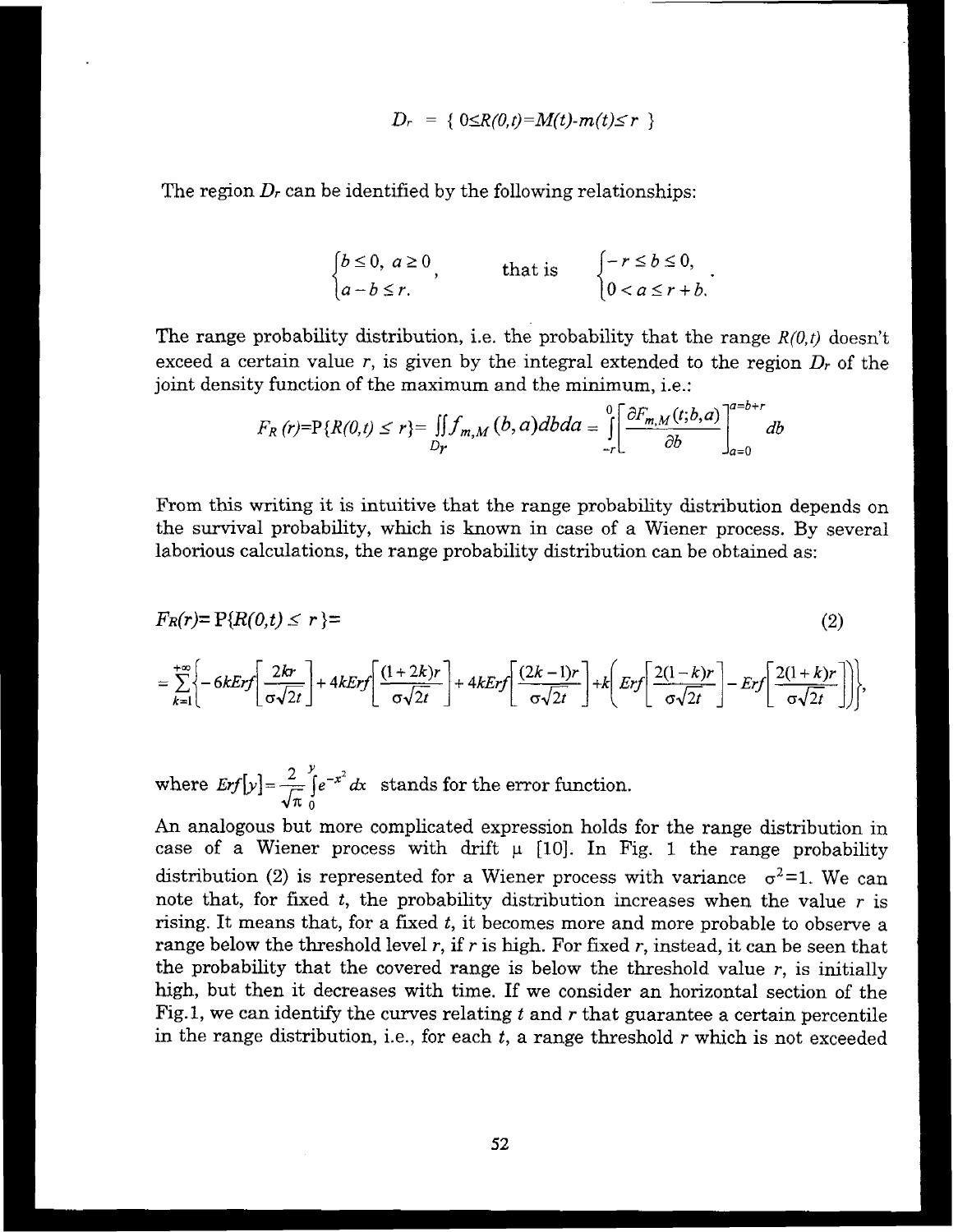$$D_r = \{ 0 \le R(0,t) = M(t) - m(t) \le r \}$$

The region $D_r$ can be identified by the following relationships:

$$\begin{cases} b \le 0,\ a \ge 0 \\ a - b \le r. \end{cases} \qquad \text{that is} \qquad \begin{cases} -r \le b \le 0, \\ 0 < a \le r + b. \end{cases}$$

The range probability distribution, i.e. the probability that the range $R(0,t)$ doesn't exceed a certain value $r$, is given by the integral extended to the region $D_r$ of the joint density function of the maximum and the minimum, i.e.:

$$F_R(r) = \mathrm{P}\{R(0,t) \le r\} = \iint_{D_r} f_{m,M}(b,a)\,db\,da = \int_{-r}^{0} \left[ \frac{\partial F_{m,M}(t;b,a)}{\partial b} \right]_{a=0}^{a=b+r} db$$

From this writing it is intuitive that the range probability distribution depends on the survival probability, which is known in case of a Wiener process. By several laborious calculations, the range probability distribution can be obtained as:

$$F_R(r) = \mathrm{P}\{R(0,t) \le r\} = \tag{2}$$

$$= \sum_{k=1}^{+\infty} \left\{ -6kErf\left[\frac{2kr}{\sigma\sqrt{2t}}\right] + 4kErf\left[\frac{(1+2k)r}{\sigma\sqrt{2t}}\right] + 4kErf\left[\frac{(2k-1)r}{\sigma\sqrt{2t}}\right] + k\left( Erf\left[\frac{2(1-k)r}{\sigma\sqrt{2t}}\right] - Erf\left[\frac{2(1+k)r}{\sigma\sqrt{2t}}\right]\right)\right\},$$

where $Erf[y] = \frac{2}{\sqrt{\pi}} \int_0^y e^{-x^2} dx$ stands for the error function.

An analogous but more complicated expression holds for the range distribution in case of a Wiener process with drift $\mu$ [10]. In Fig. 1 the range probability distribution (2) is represented for a Wiener process with variance $\sigma^2=1$. We can note that, for fixed $t$, the probability distribution increases when the value $r$ is rising. It means that, for a fixed $t$, it becomes more and more probable to observe a range below the threshold level $r$, if $r$ is high. For fixed $r$, instead, it can be seen that the probability that the covered range is below the threshold value $r$, is initially high, but then it decreases with time. If we consider an horizontal section of the Fig.1, we can identify the curves relating $t$ and $r$ that guarantee a certain percentile in the range distribution, i.e., for each $t$, a range threshold $r$ which is not exceeded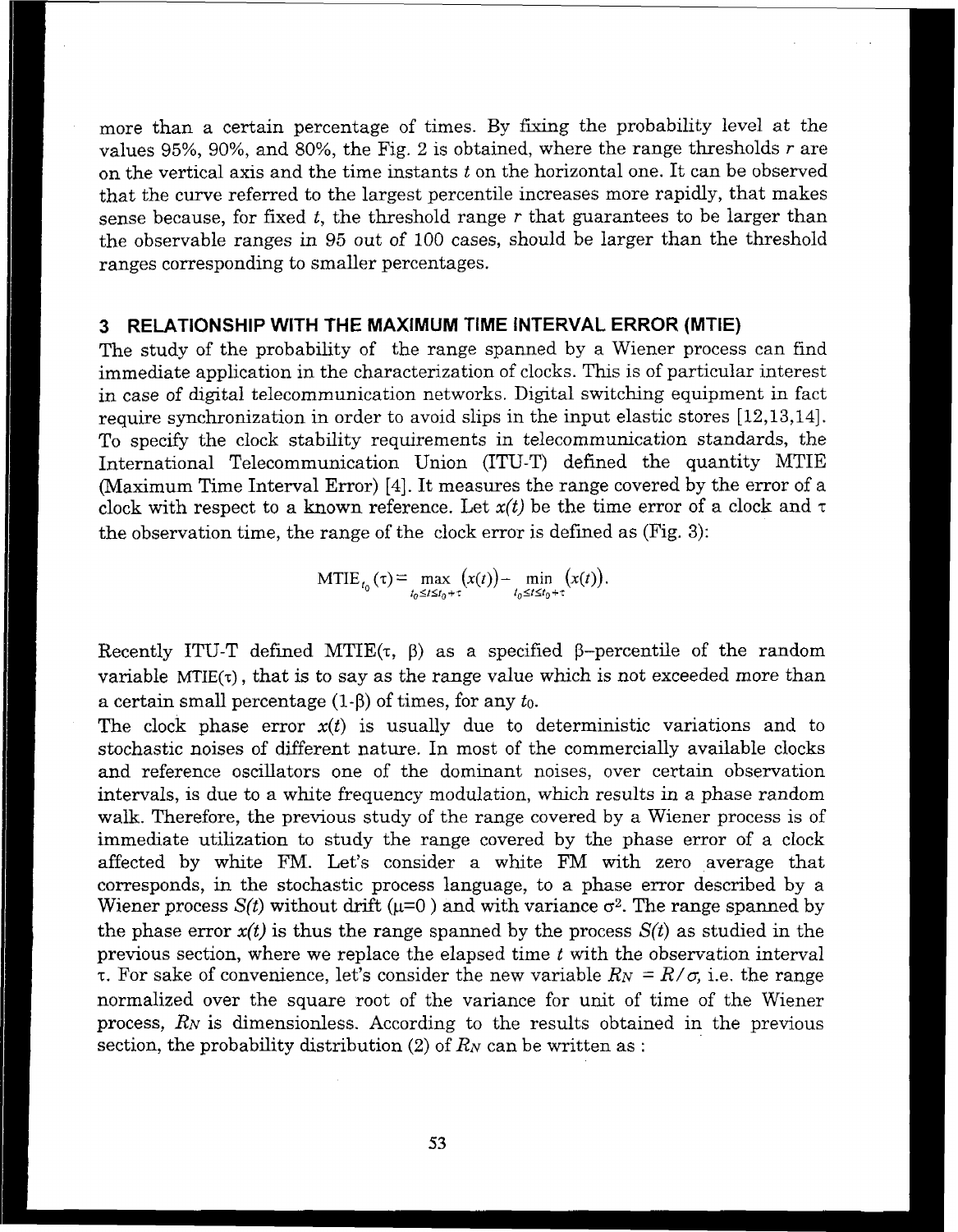more than a certain percentage of times. By fixing the probability level at the values 95%, 90%, and 80%, the Fig. 2 is obtained, where the range thresholds $r$ are on the vertical axis and the time instants $t$ on the horizontal one. It can be observed that the curve referred to the largest percentile increases more rapidly, that makes sense because, for fixed $t$, the threshold range $r$ that guarantees to be larger than the observable ranges in 95 out of 100 cases, should be larger than the threshold ranges corresponding to smaller percentages.

## 3 RELATIONSHIP WITH THE MAXIMUM TIME INTERVAL ERROR (MTIE)

The study of the probability of the range spanned by a Wiener process can find immediate application in the characterization of clocks. This is of particular interest in case of digital telecommunication networks. Digital switching equipment in fact require synchronization in order to avoid slips in the input elastic stores [12,13,14]. To specify the clock stability requirements in telecommunication standards, the International Telecommunication Union (ITU-T) defined the quantity MTIE (Maximum Time Interval Error) [4]. It measures the range covered by the error of a clock with respect to a known reference. Let $x(t)$ be the time error of a clock and $\tau$ the observation time, the range of the clock error is defined as (Fig. 3):

$$\mathrm{MTIE}_{t_0}(\tau) = \max_{t_0 \le t \le t_0+\tau} \left(x(t)\right) - \min_{t_0 \le t \le t_0+\tau} \left(x(t)\right).$$

Recently ITU-T defined $\mathrm{MTIE}(\tau, \beta)$ as a specified $\beta$–percentile of the random variable $\mathrm{MTIE}(\tau)$, that is to say as the range value which is not exceeded more than a certain small percentage $(1-\beta)$ of times, for any $t_0$.

The clock phase error $x(t)$ is usually due to deterministic variations and to stochastic noises of different nature. In most of the commercially available clocks and reference oscillators one of the dominant noises, over certain observation intervals, is due to a white frequency modulation, which results in a phase random walk. Therefore, the previous study of the range covered by a Wiener process is of immediate utilization to study the range covered by the phase error of a clock affected by white FM. Let's consider a white FM with zero average that corresponds, in the stochastic process language, to a phase error described by a Wiener process $S(t)$ without drift ($\mu$=0 ) and with variance $\sigma^2$. The range spanned by the phase error $x(t)$ is thus the range spanned by the process $S(t)$ as studied in the previous section, where we replace the elapsed time $t$ with the observation interval $\tau$. For sake of convenience, let's consider the new variable $R_N = R/\sigma$, i.e. the range normalized over the square root of the variance for unit of time of the Wiener process, $R_N$ is dimensionless. According to the results obtained in the previous section, the probability distribution (2) of $R_N$ can be written as :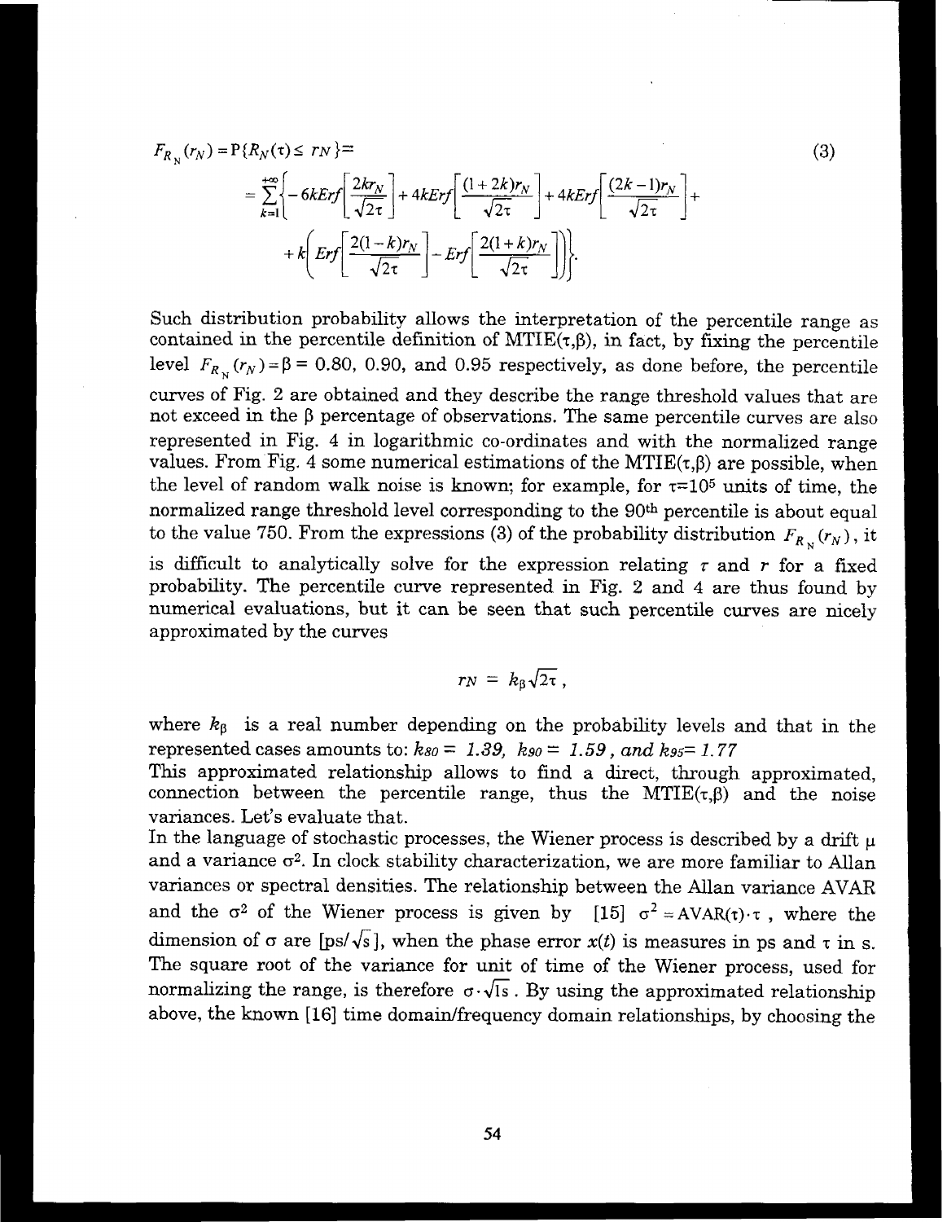$$F_{R_N}(r_N) = \mathrm{P}\{R_N(\tau) \le r_N\} = \tag{3}$$

$$= \sum_{k=1}^{+\infty}\left\{ -6kErf\left[\frac{2kr_N}{\sqrt{2\tau}}\right] + 4kErf\left[\frac{(1+2k)r_N}{\sqrt{2\tau}}\right] + 4kErf\left[\frac{(2k-1)r_N}{\sqrt{2\tau}}\right] + \right.$$

$$\left. + k\left( Erf\left[\frac{2(1-k)r_N}{\sqrt{2\tau}}\right] - Erf\left[\frac{2(1+k)r_N}{\sqrt{2\tau}}\right]\right)\right\}.$$

Such distribution probability allows the interpretation of the percentile range as contained in the percentile definition of MTIE($\tau$,$\beta$), in fact, by fixing the percentile level $F_{R_N}(r_N) = \beta = 0.80$, 0.90, and 0.95 respectively, as done before, the percentile curves of Fig. 2 are obtained and they describe the range threshold values that are not exceed in the $\beta$ percentage of observations. The same percentile curves are also represented in Fig. 4 in logarithmic co-ordinates and with the normalized range values. From Fig. 4 some numerical estimations of the MTIE($\tau$,$\beta$) are possible, when the level of random walk noise is known; for example, for $\tau=10^5$ units of time, the normalized range threshold level corresponding to the 90th percentile is about equal to the value 750. From the expressions (3) of the probability distribution $F_{R_N}(r_N)$, it is difficult to analytically solve for the expression relating $\tau$ and $r$ for a fixed probability. The percentile curve represented in Fig. 2 and 4 are thus found by numerical evaluations, but it can be seen that such percentile curves are nicely approximated by the curves

$$r_N = k_\beta \sqrt{2\tau},$$

where $k_\beta$ is a real number depending on the probability levels and that in the represented cases amounts to: $k_{80} = 1.39$, $k_{90} = 1.59$, *and* $k_{95} = 1.77$

This approximated relationship allows to find a direct, through approximated, connection between the percentile range, thus the MTIE($\tau$,$\beta$) and the noise variances. Let's evaluate that.

In the language of stochastic processes, the Wiener process is described by a drift $\mu$ and a variance $\sigma^2$. In clock stability characterization, we are more familiar to Allan variances or spectral densities. The relationship between the Allan variance AVAR and the $\sigma^2$ of the Wiener process is given by [15] $\sigma^2 = \mathrm{AVAR}(\tau)\cdot\tau$, where the dimension of $\sigma$ are [ps/$\sqrt{s}$], when the phase error $x(t)$ is measures in ps and $\tau$ in s. The square root of the variance for unit of time of the Wiener process, used for normalizing the range, is therefore $\sigma\cdot\sqrt{1s}$. By using the approximated relationship above, the known [16] time domain/frequency domain relationships, by choosing the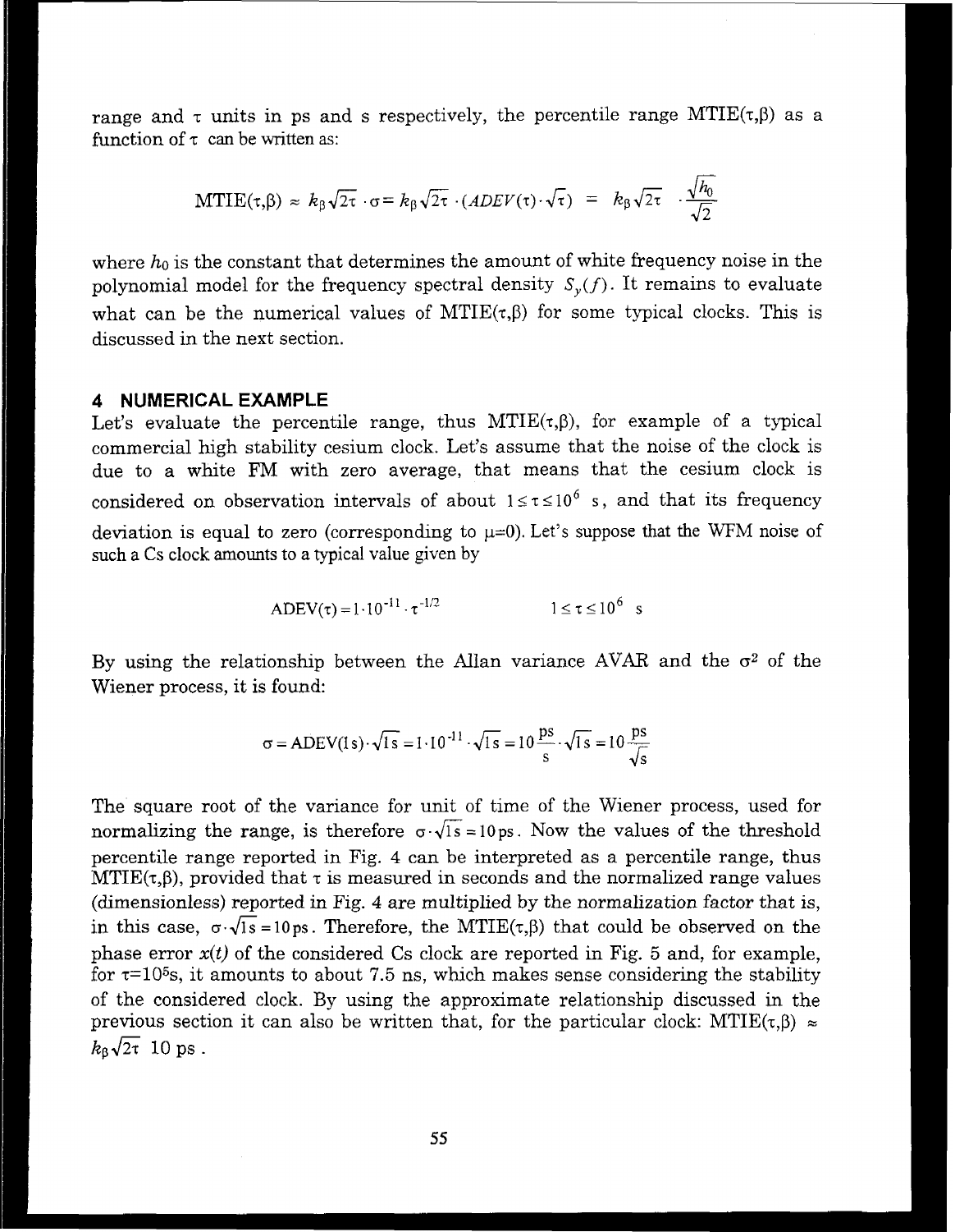range and $\tau$ units in ps and s respectively, the percentile range MTIE($\tau$,$\beta$) as a function of $\tau$ can be written as:

$$\text{MTIE}(\tau,\beta) \approx k_\beta\sqrt{2\tau}\cdot\sigma = k_\beta\sqrt{2\tau}\cdot(ADEV(\tau)\cdot\sqrt{\tau}) = k_\beta\sqrt{2\tau}\cdot\frac{\sqrt{h_0}}{\sqrt{2}}$$

where $h_0$ is the constant that determines the amount of white frequency noise in the polynomial model for the frequency spectral density $S_y(f)$. It remains to evaluate what can be the numerical values of MTIE($\tau$,$\beta$) for some typical clocks. This is discussed in the next section.

## 4 NUMERICAL EXAMPLE

Let's evaluate the percentile range, thus MTIE($\tau$,$\beta$), for example of a typical commercial high stability cesium clock. Let's assume that the noise of the clock is due to a white FM with zero average, that means that the cesium clock is considered on observation intervals of about $1 \leq \tau \leq 10^6$ s, and that its frequency deviation is equal to zero (corresponding to $\mu$=0). Let's suppose that the WFM noise of such a Cs clock amounts to a typical value given by

$$\text{ADEV}(\tau) = 1\cdot10^{-11}\cdot\tau^{-1/2} \qquad\qquad 1 \leq \tau \leq 10^6 \text{ s}$$

By using the relationship between the Allan variance AVAR and the $\sigma^2$ of the Wiener process, it is found:

$$\sigma = \text{ADEV}(1\,\text{s})\cdot\sqrt{1\,\text{s}} = 1\cdot10^{-11}\cdot\sqrt{1\,\text{s}} = 10\frac{\text{ps}}{\text{s}}\cdot\sqrt{1\,\text{s}} = 10\frac{\text{ps}}{\sqrt{\text{s}}}$$

The square root of the variance for unit of time of the Wiener process, used for normalizing the range, is therefore $\sigma\cdot\sqrt{1\,\text{s}} = 10\,\text{ps}$. Now the values of the threshold percentile range reported in Fig. 4 can be interpreted as a percentile range, thus MTIE($\tau$,$\beta$), provided that $\tau$ is measured in seconds and the normalized range values (dimensionless) reported in Fig. 4 are multiplied by the normalization factor that is, in this case, $\sigma\cdot\sqrt{1\,\text{s}} = 10\,\text{ps}$. Therefore, the MTIE($\tau$,$\beta$) that could be observed on the phase error $x(t)$ of the considered Cs clock are reported in Fig. 5 and, for example, for $\tau$=$10^5$s, it amounts to about 7.5 ns, which makes sense considering the stability of the considered clock. By using the approximate relationship discussed in the previous section it can also be written that, for the particular clock: MTIE($\tau$,$\beta$) $\approx$ $k_\beta\sqrt{2\tau}$ 10 ps .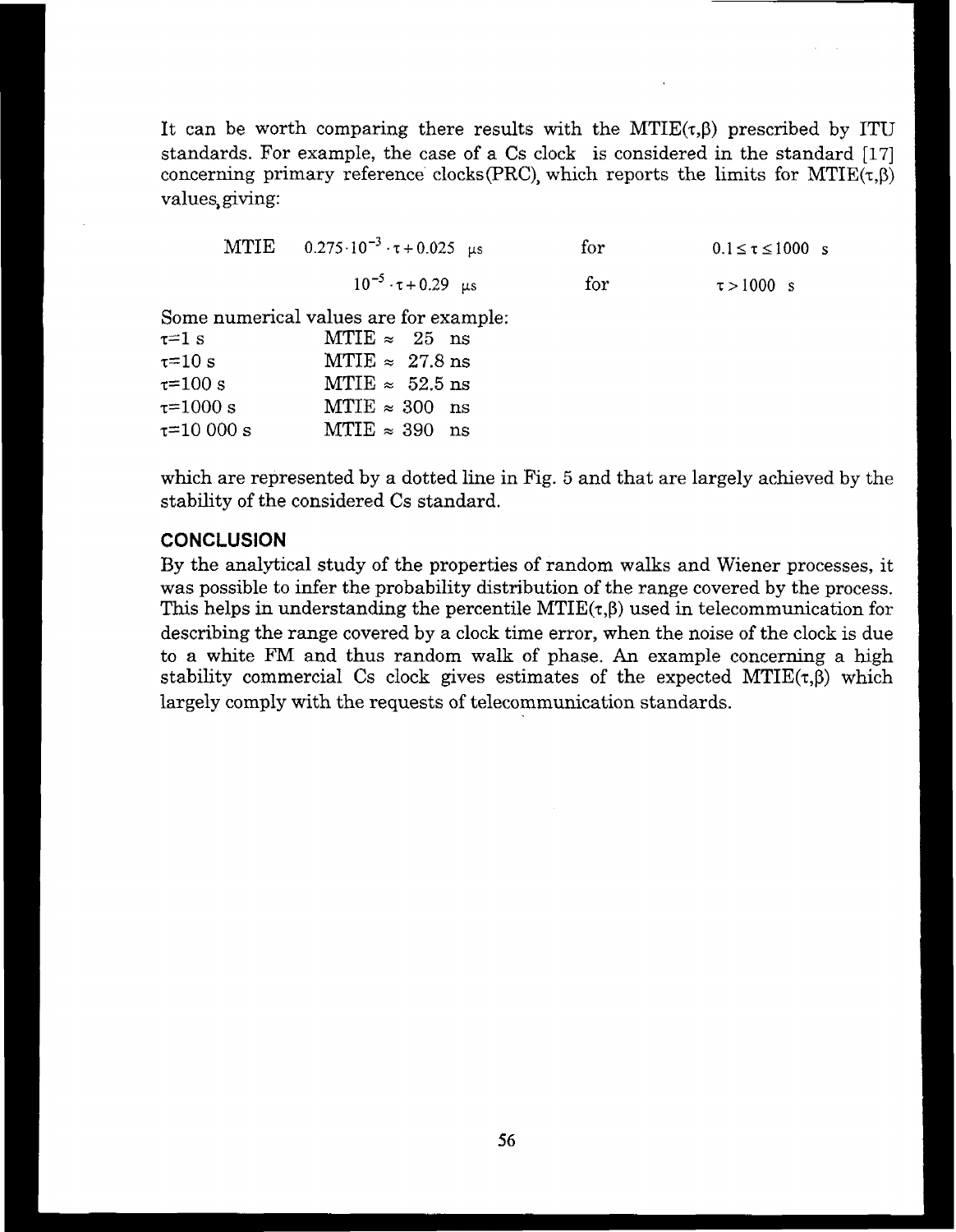It can be worth comparing there results with the MTIE($\tau$,$\beta$) prescribed by ITU standards. For example, the case of a Cs clock is considered in the standard [17] concerning primary reference clocks(PRC), which reports the limits for MTIE($\tau$,$\beta$) values, giving:

| MTIE | $0.275 \cdot 10^{-3} \cdot \tau + 0.025 \ \mu s$ | for | $0.1 \le \tau \le 1000 \ s$ |
|---|---|---|---|
| | $10^{-5} \cdot \tau + 0.29 \ \mu s$ | for | $\tau > 1000 \ s$ |

Some numerical values are for example:

| | |
|---|---|
| $\tau$=1 s | MTIE $\approx$ 25 ns |
| $\tau$=10 s | MTIE $\approx$ 27.8 ns |
| $\tau$=100 s | MTIE $\approx$ 52.5 ns |
| $\tau$=1000 s | MTIE $\approx$ 300 ns |
| $\tau$=10 000 s | MTIE $\approx$ 390 ns |

which are represented by a dotted line in Fig. 5 and that are largely achieved by the stability of the considered Cs standard.

## CONCLUSION

By the analytical study of the properties of random walks and Wiener processes, it was possible to infer the probability distribution of the range covered by the process. This helps in understanding the percentile MTIE($\tau$,$\beta$) used in telecommunication for describing the range covered by a clock time error, when the noise of the clock is due to a white FM and thus random walk of phase. An example concerning a high stability commercial Cs clock gives estimates of the expected MTIE($\tau$,$\beta$) which largely comply with the requests of telecommunication standards.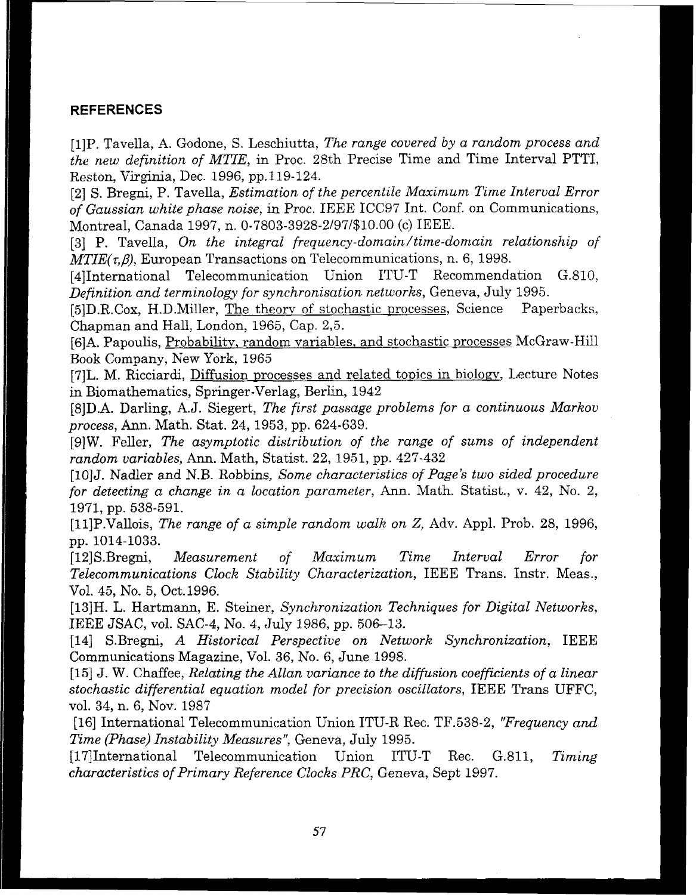## REFERENCES

[1]P. Tavella, A. Godone, S. Leschiutta, *The range covered by a random process and the new definition of MTIE*, in Proc. 28th Precise Time and Time Interval PTTI, Reston, Virginia, Dec. 1996, pp.119-124.

[2] S. Bregni, P. Tavella, *Estimation of the percentile Maximum Time Interval Error of Gaussian white phase noise*, in Proc. IEEE ICC97 Int. Conf. on Communications, Montreal, Canada 1997, n. 0-7803-3928-2/97/$10.00 (c) IEEE.

[3] P. Tavella, *On the integral frequency-domain/time-domain relationship of $MTIE(\tau,\beta)$*, European Transactions on Telecommunications, n. 6, 1998.

[4]International Telecommunication Union ITU-T Recommendation G.810, *Definition and terminology for synchronisation networks*, Geneva, July 1995.

[5]D.R.Cox, H.D.Miller, The theory of stochastic processes, Science Paperbacks, Chapman and Hall, London, 1965, Cap. 2,5.

[6]A. Papoulis, Probability, random variables, and stochastic processes McGraw-Hill Book Company, New York, 1965

[7]L. M. Ricciardi, Diffusion processes and related topics in biology, Lecture Notes in Biomathematics, Springer-Verlag, Berlin, 1942

[8]D.A. Darling, A.J. Siegert, *The first passage problems for a continuous Markov process*, Ann. Math. Stat. 24, 1953, pp. 624-639.

[9]W. Feller, *The asymptotic distribution of the range of sums of independent random variables*, Ann. Math, Statist. 22, 1951, pp. 427-432

[10]J. Nadler and N.B. Robbins, *Some characteristics of Page's two sided procedure for detecting a change in a location parameter*, Ann. Math. Statist., v. 42, No. 2, 1971, pp. 538-591.

[11]P.Vallois, *The range of a simple random walk on Z*, Adv. Appl. Prob. 28, 1996, pp. 1014-1033.

[12]S.Bregni, *Measurement of Maximum Time Interval Error for Telecommunications Clock Stability Characterization*, IEEE Trans. Instr. Meas., Vol. 45, No. 5, Oct.1996.

[13]H. L. Hartmann, E. Steiner, *Synchronization Techniques for Digital Networks*, IEEE JSAC, vol. SAC-4, No. 4, July 1986, pp. 506–13.

[14] S.Bregni, *A Historical Perspective on Network Synchronization*, IEEE Communications Magazine, Vol. 36, No. 6, June 1998.

[15] J. W. Chaffee, *Relating the Allan variance to the diffusion coefficients of a linear stochastic differential equation model for precision oscillators*, IEEE Trans UFFC, vol. 34, n. 6, Nov. 1987

[16] International Telecommunication Union ITU-R Rec. TF.538-2, *"Frequency and Time (Phase) Instability Measures"*, Geneva, July 1995.

[17]International Telecommunication Union ITU-T Rec. G.811, *Timing characteristics of Primary Reference Clocks PRC*, Geneva, Sept 1997.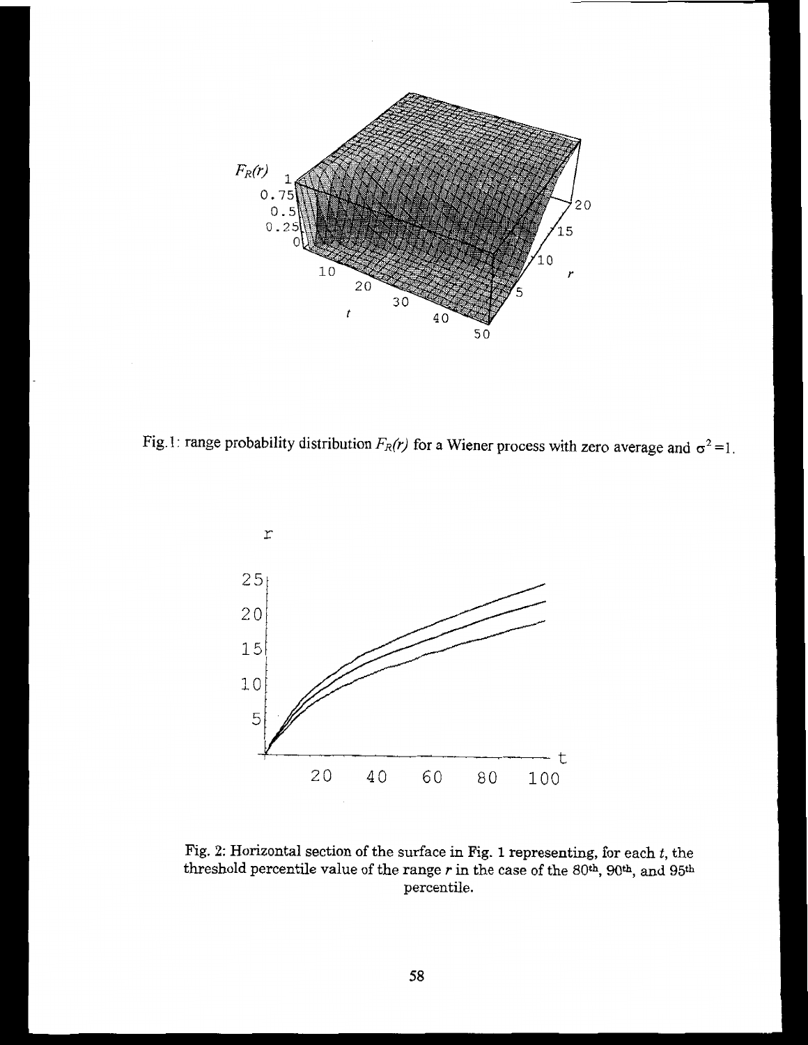Fig. 1: range probability distribution $F_R(r)$ for a Wiener process with zero average and $\sigma^2 = 1$.

Fig. 2: Horizontal section of the surface in Fig. 1 representing, for each $t$, the threshold percentile value of the range $r$ in the case of the 80[th], 90[th], and 95[th] percentile.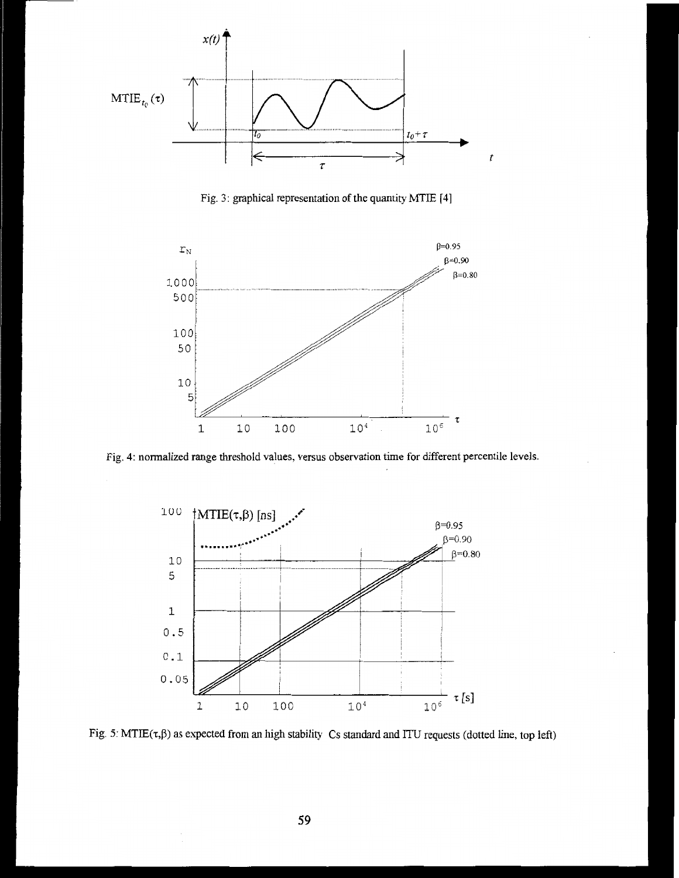Fig. 3: graphical representation of the quantity MTIE [4]

Fig. 4: normalized range threshold values, versus observation time for different percentile levels.

Fig. 5: MTIE($\tau$,$\beta$) as expected from an high stability Cs standard and ITU requests (dotted line, top left)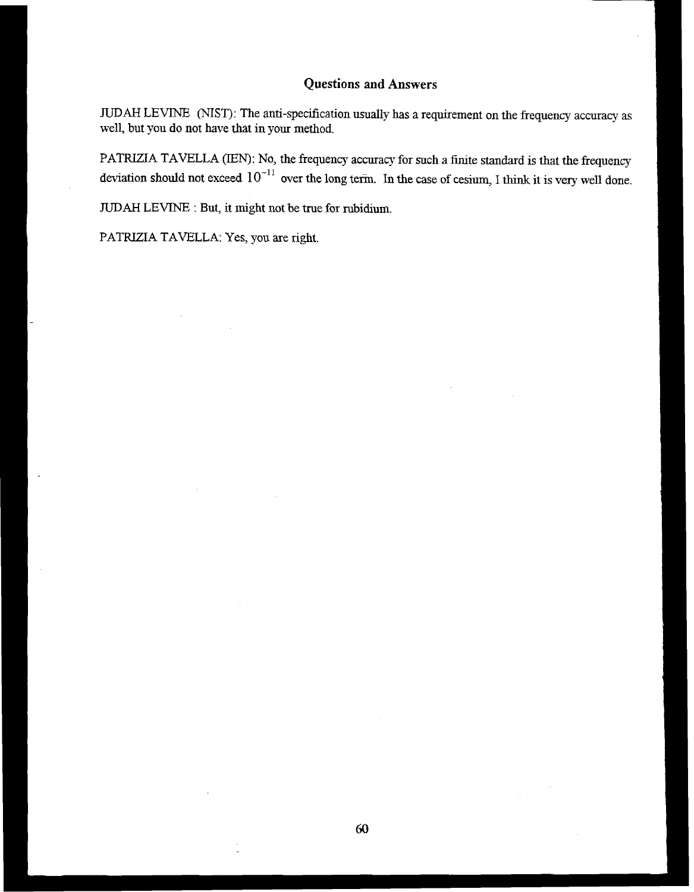## Questions and Answers

JUDAH LEVINE (NIST): The anti-specification usually has a requirement on the frequency accuracy as well, but you do not have that in your method.

PATRIZIA TAVELLA (IEN): No, the frequency accuracy for such a finite standard is that the frequency deviation should not exceed $10^{-11}$ over the long term. In the case of cesium, I think it is very well done.

JUDAH LEVINE : But, it might not be true for rubidium.

PATRIZIA TAVELLA: Yes, you are right.